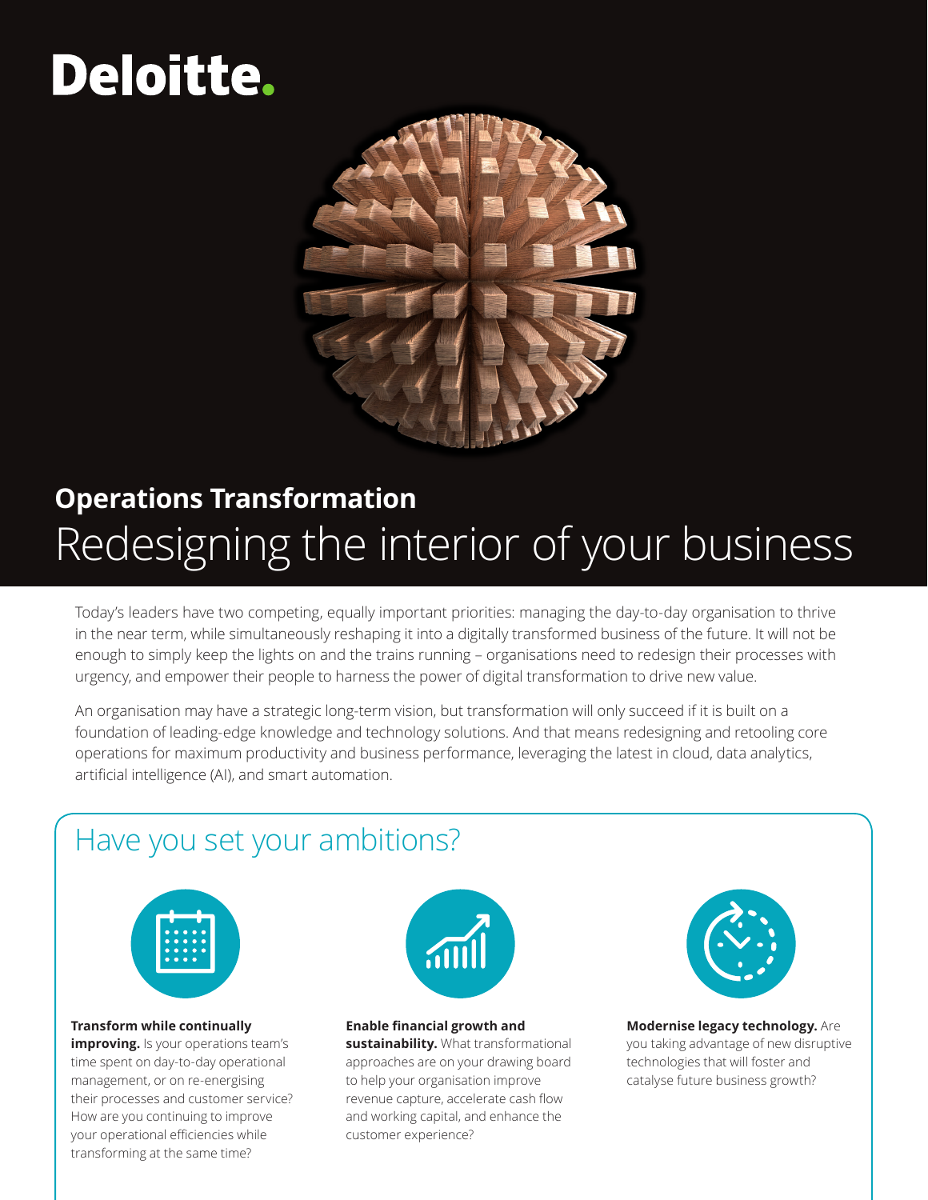Deloitte.

## Operations Transformation

# Redesigning the interior of your business

Today's leaders have two competing, equally important priorities: managing the day-to-day organisation to thrive in the near term, while simultaneously reshaping it into a digitally transformed business of the future. It will not be enough to simply keep the lights on and the trains running – organisations need to redesign their processes with urgency, and empower their people to harness the power of digital transformation to drive new value.

An organisation may have a strategic long-term vision, but transformation will only succeed if it is built on a foundation of leading-edge knowledge and technology solutions. And that means redesigning and retooling core operations for maximum productivity and business performance, leveraging the latest in cloud, data analytics, artificial intelligence (AI), and smart automation.

## Have you set your ambitions?

**Transform while continually improving.** Is your operations team's time spent on day-to-day operational management, or on re-energising their processes and customer service? How are you continuing to improve your operational efficiencies while transforming at the same time?

**Enable financial growth and sustainability.** What transformational approaches are on your drawing board to help your organisation improve revenue capture, accelerate cash flow and working capital, and enhance the customer experience?

**Modernise legacy technology.** Are you taking advantage of new disruptive technologies that will foster and catalyse future business growth?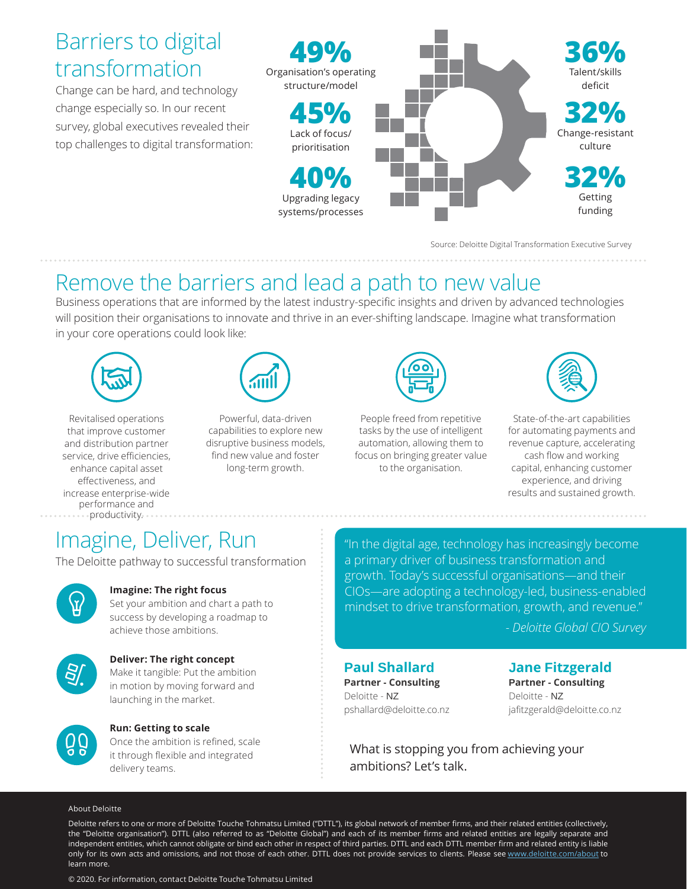## Barriers to digital transformation

Change can be hard, and technology change especially so. In our recent survey, global executives revealed their top challenges to digital transformation:

**49%**
Organisation's operating structure/model

**45%**
Lack of focus/ prioritisation

**40%**
Upgrading legacy systems/processes

**36%**
Talent/skills deficit

**32%**
Change-resistant culture

**32%**
Getting funding

Source: Deloitte Digital Transformation Executive Survey

## Remove the barriers and lead a path to new value

Business operations that are informed by the latest industry-specific insights and driven by advanced technologies will position their organisations to innovate and thrive in an ever-shifting landscape. Imagine what transformation in your core operations could look like:

Revitalised operations that improve customer and distribution partner service, drive efficiencies, enhance capital asset effectiveness, and increase enterprise-wide performance and productivity.

Powerful, data-driven capabilities to explore new disruptive business models, find new value and foster long-term growth.

People freed from repetitive tasks by the use of intelligent automation, allowing them to focus on bringing greater value to the organisation.

State-of-the-art capabilities for automating payments and revenue capture, accelerating cash flow and working capital, enhancing customer experience, and driving results and sustained growth.

## Imagine, Deliver, Run

The Deloitte pathway to successful transformation

**Imagine: The right focus**
Set your ambition and chart a path to success by developing a roadmap to achieve those ambitions.

**Deliver: The right concept**
Make it tangible: Put the ambition in motion by moving forward and launching in the market.

**Run: Getting to scale**
Once the ambition is refined, scale it through flexible and integrated delivery teams.

"In the digital age, technology has increasingly become a primary driver of business transformation and growth. Today's successful organisations—and their CIOs—are adopting a technology-led, business-enabled mindset to drive transformation, growth, and revenue."

*- Deloitte Global CIO Survey*

**Paul Shallard**
**Partner - Consulting**
Deloitte - NZ
pshallard@deloitte.co.nz

**Jane Fitzgerald**
**Partner - Consulting**
Deloitte - NZ
jafitzgerald@deloitte.co.nz

What is stopping you from achieving your ambitions? Let's talk.

About Deloitte

Deloitte refers to one or more of Deloitte Touche Tohmatsu Limited ("DTTL"), its global network of member firms, and their related entities (collectively, the "Deloitte organisation"). DTTL (also referred to as "Deloitte Global") and each of its member firms and related entities are legally separate and independent entities, which cannot obligate or bind each other in respect of third parties. DTTL and each DTTL member firm and related entity is liable only for its own acts and omissions, and not those of each other. DTTL does not provide services to clients. Please see www.deloitte.com/about to learn more.

© 2020. For information, contact Deloitte Touche Tohmatsu Limited